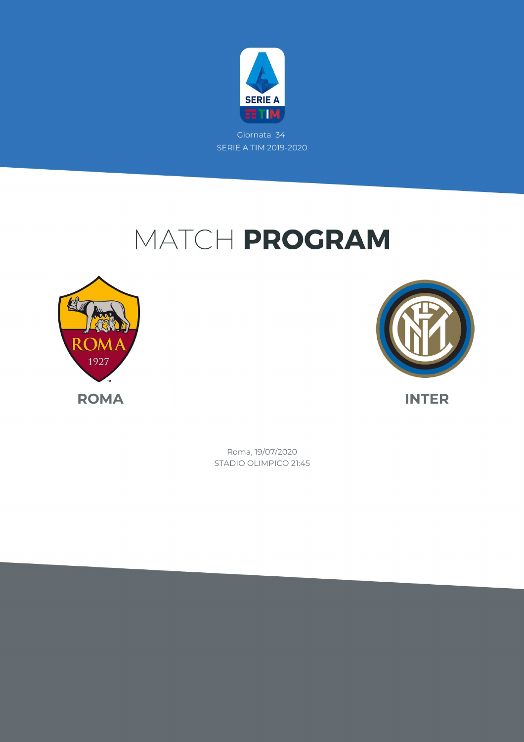Giornata 34

SERIE A TIM 2019-2020

# MATCH **PROGRAM**

**ROMA**

**INTER**

Roma, 19/07/2020

STADIO OLIMPICO 21:45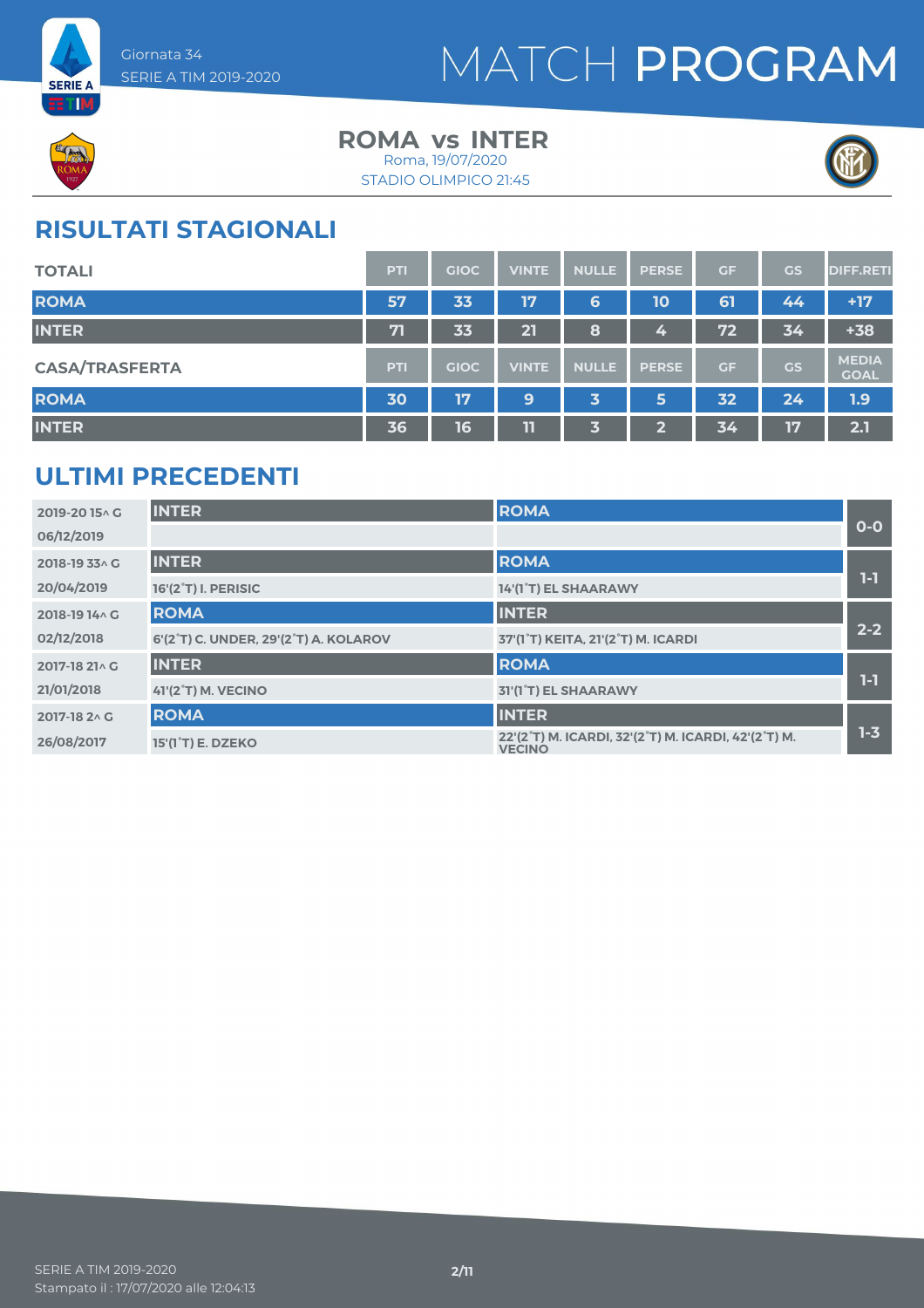Giornata 34
SERIE A TIM 2019-2020

# MATCH PROGRAM

**ROMA vs INTER**
Roma, 19/07/2020
STADIO OLIMPICO 21:45

## RISULTATI STAGIONALI

| TOTALI | PTI | GIOC | VINTE | NULLE | PERSE | GF | GS | DIFF.RETI |
|---|---|---|---|---|---|---|---|---|
| ROMA | 57 | 33 | 17 | 6 | 10 | 61 | 44 | +17 |
| INTER | 71 | 33 | 21 | 8 | 4 | 72 | 34 | +38 |

| CASA/TRASFERTA | PTI | GIOC | VINTE | NULLE | PERSE | GF | GS | MEDIA GOAL |
|---|---|---|---|---|---|---|---|---|
| ROMA | 30 | 17 | 9 | 3 | 5 | 32 | 24 | 1.9 |
| INTER | 36 | 16 | 11 | 3 | 2 | 34 | 17 | 2.1 |

## ULTIMI PRECEDENTI

| Stagione / Data | Casa | Trasferta | Risultato |
|---|---|---|---|
| 2019-20 15^ G | INTER | ROMA | 0-0 |
| 06/12/2019 | | | |
| 2018-19 33^ G | INTER | ROMA | 1-1 |
| 20/04/2019 | 16'(2°T) I. PERISIC | 14'(1°T) EL SHAARAWY | |
| 2018-19 14^ G | ROMA | INTER | 2-2 |
| 02/12/2018 | 6'(2°T) C. UNDER, 29'(2°T) A. KOLAROV | 37'(1°T) KEITA, 21'(2°T) M. ICARDI | |
| 2017-18 21^ G | INTER | ROMA | 1-1 |
| 21/01/2018 | 41'(2°T) M. VECINO | 31'(1°T) EL SHAARAWY | |
| 2017-18 2^ G | ROMA | INTER | 1-3 |
| 26/08/2017 | 15'(1°T) E. DZEKO | 22'(2°T) M. ICARDI, 32'(2°T) M. ICARDI, 42'(2°T) M. VECINO | |

SERIE A TIM 2019-2020
Stampato il : 17/07/2020 alle 12:04:13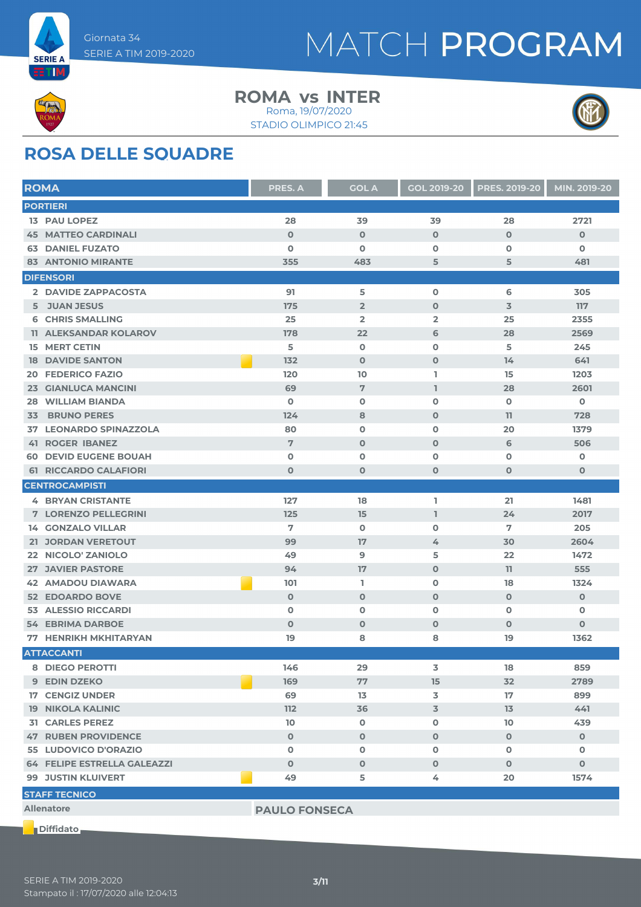Giornata 34
SERIE A TIM 2019-2020

# MATCH PROGRAM

**ROMA vs INTER**
Roma, 19/07/2020
STADIO OLIMPICO 21:45

## ROSA DELLE SQUADRE

| ROMA | PRES. A | GOL A | GOL 2019-20 | PRES. 2019-20 | MIN. 2019-20 |
|---|---|---|---|---|---|
| **PORTIERI** | | | | | |
| 13 PAU LOPEZ | 28 | 39 | 39 | 28 | 2721 |
| 45 MATTEO CARDINALI | 0 | 0 | 0 | 0 | 0 |
| 63 DANIEL FUZATO | 0 | 0 | 0 | 0 | 0 |
| 83 ANTONIO MIRANTE | 355 | 483 | 5 | 5 | 481 |
| **DIFENSORI** | | | | | |
| 2 DAVIDE ZAPPACOSTA | 91 | 5 | 0 | 6 | 305 |
| 5 JUAN JESUS | 175 | 2 | 0 | 3 | 117 |
| 6 CHRIS SMALLING | 25 | 2 | 2 | 25 | 2355 |
| 11 ALEKSANDAR KOLAROV | 178 | 22 | 6 | 28 | 2569 |
| 15 MERT CETIN | 5 | 0 | 0 | 5 | 245 |
| 18 DAVIDE SANTON (Diffidato) | 132 | 0 | 0 | 14 | 641 |
| 20 FEDERICO FAZIO | 120 | 10 | 1 | 15 | 1203 |
| 23 GIANLUCA MANCINI | 69 | 7 | 1 | 28 | 2601 |
| 28 WILLIAM BIANDA | 0 | 0 | 0 | 0 | 0 |
| 33 BRUNO PERES | 124 | 8 | 0 | 11 | 728 |
| 37 LEONARDO SPINAZZOLA | 80 | 0 | 0 | 20 | 1379 |
| 41 ROGER IBANEZ | 7 | 0 | 0 | 6 | 506 |
| 60 DEVID EUGENE BOUAH | 0 | 0 | 0 | 0 | 0 |
| 61 RICCARDO CALAFIORI | 0 | 0 | 0 | 0 | 0 |
| **CENTROCAMPISTI** | | | | | |
| 4 BRYAN CRISTANTE | 127 | 18 | 1 | 21 | 1481 |
| 7 LORENZO PELLEGRINI | 125 | 15 | 1 | 24 | 2017 |
| 14 GONZALO VILLAR | 7 | 0 | 0 | 7 | 205 |
| 21 JORDAN VERETOUT | 99 | 17 | 4 | 30 | 2604 |
| 22 NICOLO' ZANIOLO | 49 | 9 | 5 | 22 | 1472 |
| 27 JAVIER PASTORE | 94 | 17 | 0 | 11 | 555 |
| 42 AMADOU DIAWARA (Diffidato) | 101 | 1 | 0 | 18 | 1324 |
| 52 EDOARDO BOVE | 0 | 0 | 0 | 0 | 0 |
| 53 ALESSIO RICCARDI | 0 | 0 | 0 | 0 | 0 |
| 54 EBRIMA DARBOE | 0 | 0 | 0 | 0 | 0 |
| 77 HENRIKH MKHITARYAN | 19 | 8 | 8 | 19 | 1362 |
| **ATTACCANTI** | | | | | |
| 8 DIEGO PEROTTI | 146 | 29 | 3 | 18 | 859 |
| 9 EDIN DZEKO (Diffidato) | 169 | 77 | 15 | 32 | 2789 |
| 17 CENGIZ UNDER | 69 | 13 | 3 | 17 | 899 |
| 19 NIKOLA KALINIC | 112 | 36 | 3 | 13 | 441 |
| 31 CARLES PEREZ | 10 | 0 | 0 | 10 | 439 |
| 47 RUBEN PROVIDENCE | 0 | 0 | 0 | 0 | 0 |
| 55 LUDOVICO D'ORAZIO | 0 | 0 | 0 | 0 | 0 |
| 64 FELIPE ESTRELLA GALEAZZI | 0 | 0 | 0 | 0 | 0 |
| 99 JUSTIN KLUIVERT (Diffidato) | 49 | 5 | 4 | 20 | 1574 |

| STAFF TECNICO | |
|---|---|
| Allenatore | PAULO FONSECA |

Diffidato

SERIE A TIM 2019-2020
Stampato il : 17/07/2020 alle 12:04:13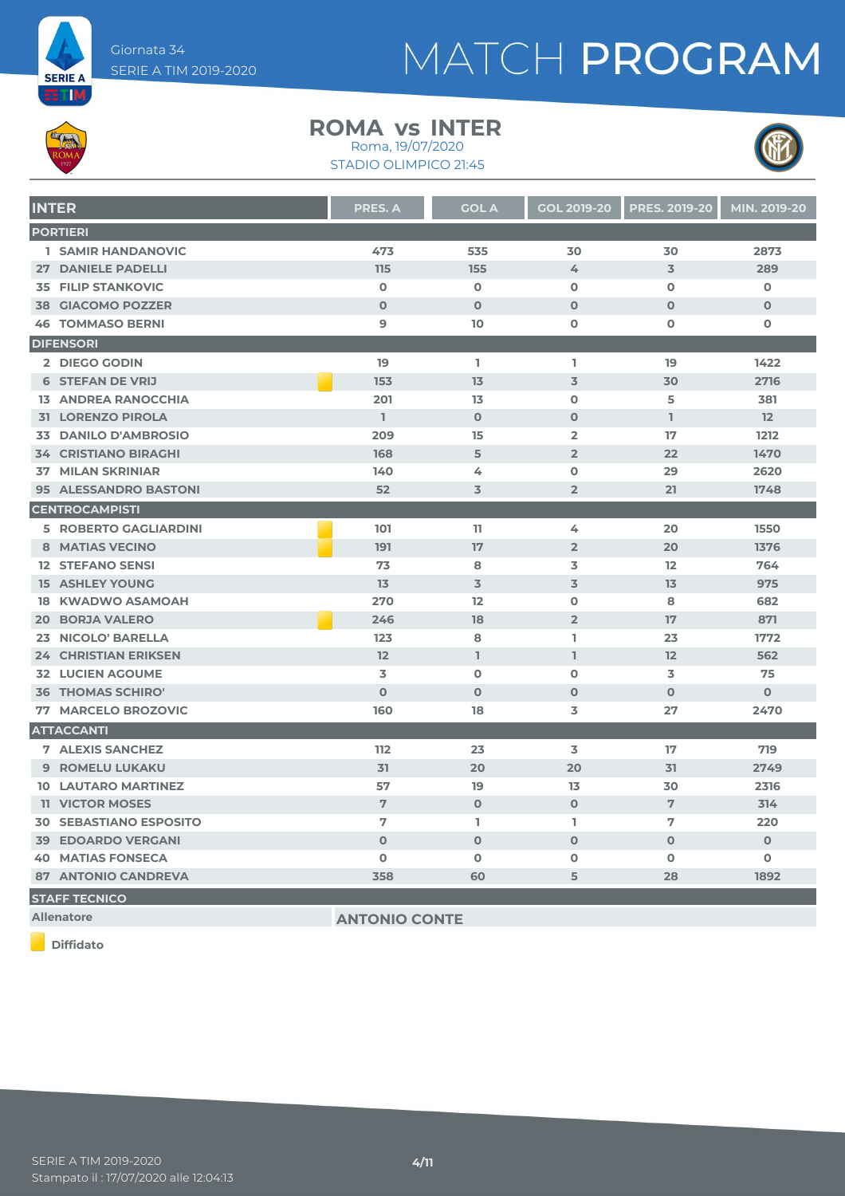Giornata 34
SERIE A TIM 2019-2020

# MATCH PROGRAM

## ROMA vs INTER

Roma, 19/07/2020
STADIO OLIMPICO 21:45

| INTER | PRES. A | GOL A | GOL 2019-20 | PRES. 2019-20 | MIN. 2019-20 |
|---|---|---|---|---|---|
| **PORTIERI** | | | | | |
| 1 SAMIR HANDANOVIC | 473 | 535 | 30 | 30 | 2873 |
| 27 DANIELE PADELLI | 115 | 155 | 4 | 3 | 289 |
| 35 FILIP STANKOVIC | 0 | 0 | 0 | 0 | 0 |
| 38 GIACOMO POZZER | 0 | 0 | 0 | 0 | 0 |
| 46 TOMMASO BERNI | 9 | 10 | 0 | 0 | 0 |
| **DIFENSORI** | | | | | |
| 2 DIEGO GODIN | 19 | 1 | 1 | 19 | 1422 |
| 6 STEFAN DE VRIJ (Diffidato) | 153 | 13 | 3 | 30 | 2716 |
| 13 ANDREA RANOCCHIA | 201 | 13 | 0 | 5 | 381 |
| 31 LORENZO PIROLA | 1 | 0 | 0 | 1 | 12 |
| 33 DANILO D'AMBROSIO | 209 | 15 | 2 | 17 | 1212 |
| 34 CRISTIANO BIRAGHI | 168 | 5 | 2 | 22 | 1470 |
| 37 MILAN SKRINIAR | 140 | 4 | 0 | 29 | 2620 |
| 95 ALESSANDRO BASTONI | 52 | 3 | 2 | 21 | 1748 |
| **CENTROCAMPISTI** | | | | | |
| 5 ROBERTO GAGLIARDINI (Diffidato) | 101 | 11 | 4 | 20 | 1550 |
| 8 MATIAS VECINO (Diffidato) | 191 | 17 | 2 | 20 | 1376 |
| 12 STEFANO SENSI | 73 | 8 | 3 | 12 | 764 |
| 15 ASHLEY YOUNG | 13 | 3 | 3 | 13 | 975 |
| 18 KWADWO ASAMOAH | 270 | 12 | 0 | 8 | 682 |
| 20 BORJA VALERO (Diffidato) | 246 | 18 | 2 | 17 | 871 |
| 23 NICOLO' BARELLA | 123 | 8 | 1 | 23 | 1772 |
| 24 CHRISTIAN ERIKSEN | 12 | 1 | 1 | 12 | 562 |
| 32 LUCIEN AGOUME | 3 | 0 | 0 | 3 | 75 |
| 36 THOMAS SCHIRO' | 0 | 0 | 0 | 0 | 0 |
| 77 MARCELO BROZOVIC | 160 | 18 | 3 | 27 | 2470 |
| **ATTACCANTI** | | | | | |
| 7 ALEXIS SANCHEZ | 112 | 23 | 3 | 17 | 719 |
| 9 ROMELU LUKAKU | 31 | 20 | 20 | 31 | 2749 |
| 10 LAUTARO MARTINEZ | 57 | 19 | 13 | 30 | 2316 |
| 11 VICTOR MOSES | 7 | 0 | 0 | 7 | 314 |
| 30 SEBASTIANO ESPOSITO | 7 | 1 | 1 | 7 | 220 |
| 39 EDOARDO VERGANI | 0 | 0 | 0 | 0 | 0 |
| 40 MATIAS FONSECA | 0 | 0 | 0 | 0 | 0 |
| 87 ANTONIO CANDREVA | 358 | 60 | 5 | 28 | 1892 |

**STAFF TECNICO**

Allenatore: **ANTONIO CONTE**

Diffidato

SERIE A TIM 2019-2020
Stampato il : 17/07/2020 alle 12:04:13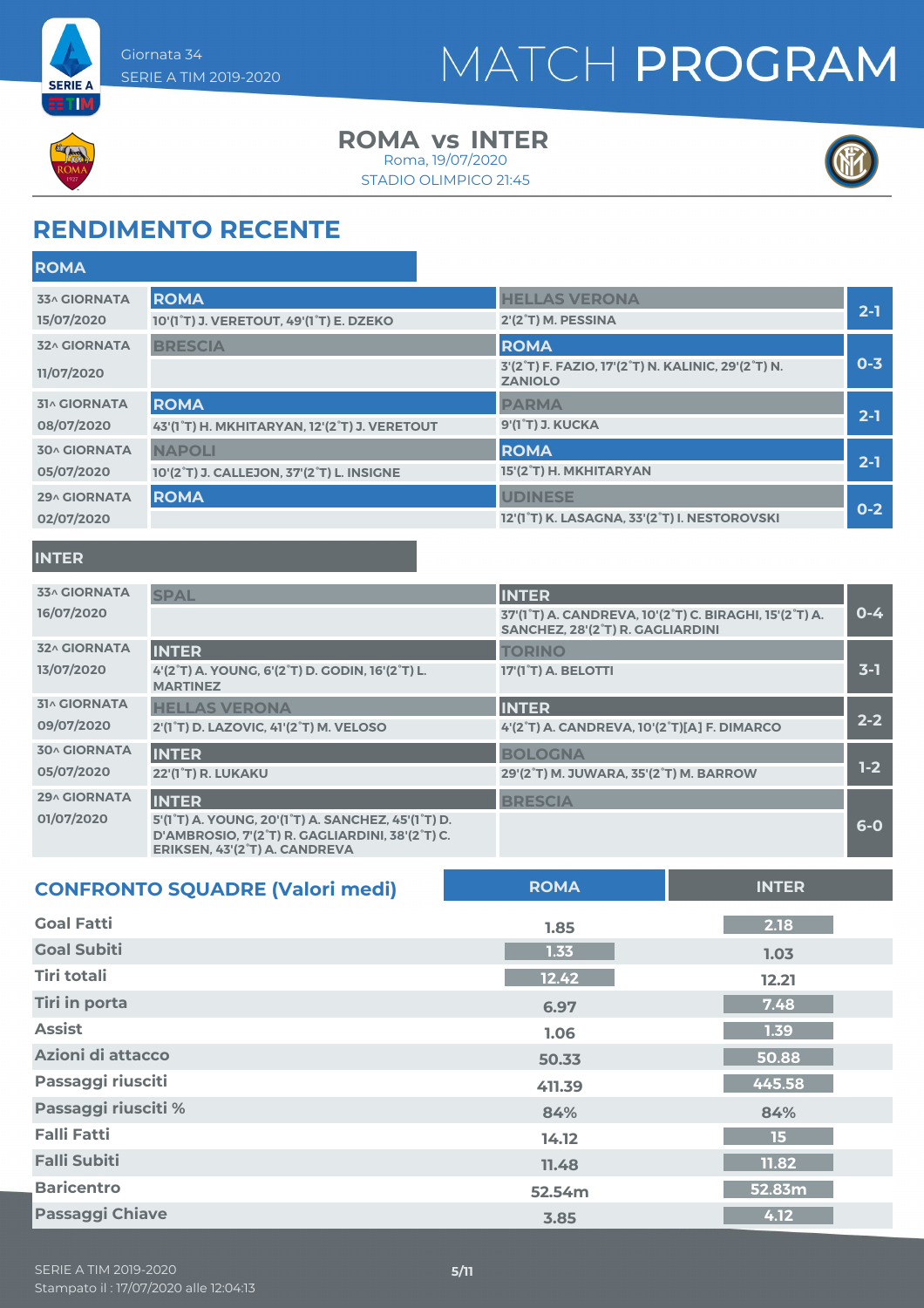Giornata 34
SERIE A TIM 2019-2020

# MATCH PROGRAM

## ROMA vs INTER

Roma, 19/07/2020
STADIO OLIMPICO 21:45

## RENDIMENTO RECENTE

### ROMA

| Giornata | Casa | Ospite | Risultato |
|---|---|---|---|
| 33^ GIORNATA 15/07/2020 | **ROMA** 10'(1°T) J. VERETOUT, 49'(1°T) E. DZEKO | HELLAS VERONA 2'(2°T) M. PESSINA | 2-1 |
| 32^ GIORNATA 11/07/2020 | BRESCIA | **ROMA** 3'(2°T) F. FAZIO, 17'(2°T) N. KALINIC, 29'(2°T) N. ZANIOLO | 0-3 |
| 31^ GIORNATA 08/07/2020 | **ROMA** 43'(1°T) H. MKHITARYAN, 12'(2°T) J. VERETOUT | PARMA 9'(1°T) J. KUCKA | 2-1 |
| 30^ GIORNATA 05/07/2020 | NAPOLI 10'(2°T) J. CALLEJON, 37'(2°T) L. INSIGNE | **ROMA** 15'(2°T) H. MKHITARYAN | 2-1 |
| 29^ GIORNATA 02/07/2020 | **ROMA** | UDINESE 12'(1°T) K. LASAGNA, 33'(2°T) I. NESTOROVSKI | 0-2 |

### INTER

| Giornata | Casa | Ospite | Risultato |
|---|---|---|---|
| 33^ GIORNATA 16/07/2020 | SPAL | **INTER** 37'(1°T) A. CANDREVA, 10'(2°T) C. BIRAGHI, 15'(2°T) A. SANCHEZ, 28'(2°T) R. GAGLIARDINI | 0-4 |
| 32^ GIORNATA 13/07/2020 | **INTER** 4'(2°T) A. YOUNG, 6'(2°T) D. GODIN, 16'(2°T) L. MARTINEZ | TORINO 17'(1°T) A. BELOTTI | 3-1 |
| 31^ GIORNATA 09/07/2020 | HELLAS VERONA 2'(1°T) D. LAZOVIC, 41'(2°T) M. VELOSO | **INTER** 4'(2°T) A. CANDREVA, 10'(2°T)[A] F. DIMARCO | 2-2 |
| 30^ GIORNATA 05/07/2020 | **INTER** 22'(1°T) R. LUKAKU | BOLOGNA 29'(2°T) M. JUWARA, 35'(2°T) M. BARROW | 1-2 |
| 29^ GIORNATA 01/07/2020 | **INTER** 5'(1°T) A. YOUNG, 20'(1°T) A. SANCHEZ, 45'(1°T) D. D'AMBROSIO, 7'(2°T) R. GAGLIARDINI, 38'(2°T) C. ERIKSEN, 43'(2°T) A. CANDREVA | BRESCIA | 6-0 |

## CONFRONTO SQUADRE (Valori medi)

| | ROMA | INTER |
|---|---|---|
| Goal Fatti | 1.85 | 2.18 |
| Goal Subiti | 1.33 | 1.03 |
| Tiri totali | 12.42 | 12.21 |
| Tiri in porta | 6.97 | 7.48 |
| Assist | 1.06 | 1.39 |
| Azioni di attacco | 50.33 | 50.88 |
| Passaggi riusciti | 411.39 | 445.58 |
| Passaggi riusciti % | 84% | 84% |
| Falli Fatti | 14.12 | 15 |
| Falli Subiti | 11.48 | 11.82 |
| Baricentro | 52.54m | 52.83m |
| Passaggi Chiave | 3.85 | 4.12 |

SERIE A TIM 2019-2020
Stampato il : 17/07/2020 alle 12:04:13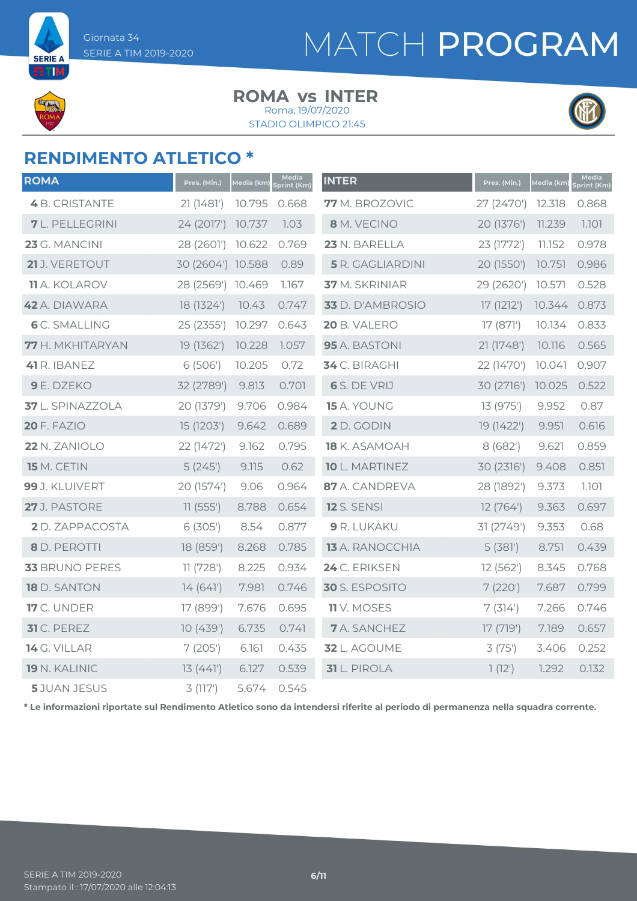# MATCH PROGRAM

Giornata 34
SERIE A TIM 2019-2020

## ROMA vs INTER

Roma, 19/07/2020
STADIO OLIMPICO 21:45

## RENDIMENTO ATLETICO *

| ROMA | Pres. (Min.) | Media (km) | Media Sprint (Km) |
|---|---|---|---|
| **4** B. CRISTANTE | 21 (1481') | 10.795 | 0.668 |
| **7** L. PELLEGRINI | 24 (2017') | 10.737 | 1.03 |
| **23** G. MANCINI | 28 (2601') | 10.622 | 0.769 |
| **21** J. VERETOUT | 30 (2604') | 10.588 | 0.89 |
| **11** A. KOLAROV | 28 (2569') | 10.469 | 1.167 |
| **42** A. DIAWARA | 18 (1324') | 10.43 | 0.747 |
| **6** C. SMALLING | 25 (2355') | 10.297 | 0.643 |
| **77** H. MKHITARYAN | 19 (1362') | 10.228 | 1.057 |
| **41** R. IBANEZ | 6 (506') | 10.205 | 0.72 |
| **9** E. DZEKO | 32 (2789') | 9.813 | 0.701 |
| **37** L. SPINAZZOLA | 20 (1379') | 9.706 | 0.984 |
| **20** F. FAZIO | 15 (1203') | 9.642 | 0.689 |
| **22** N. ZANIOLO | 22 (1472') | 9.162 | 0.795 |
| **15** M. CETIN | 5 (245') | 9.115 | 0.62 |
| **99** J. KLUIVERT | 20 (1574') | 9.06 | 0.964 |
| **27** J. PASTORE | 11 (555') | 8.788 | 0.654 |
| **2** D. ZAPPACOSTA | 6 (305') | 8.54 | 0.877 |
| **8** D. PEROTTI | 18 (859') | 8.268 | 0.785 |
| **33** BRUNO PERES | 11 (728') | 8.225 | 0.934 |
| **18** D. SANTON | 14 (641') | 7.981 | 0.746 |
| **17** C. UNDER | 17 (899') | 7.676 | 0.695 |
| **31** C. PEREZ | 10 (439') | 6.735 | 0.741 |
| **14** G. VILLAR | 7 (205') | 6.161 | 0.435 |
| **19** N. KALINIC | 13 (441') | 6.127 | 0.539 |
| **5** JUAN JESUS | 3 (117') | 5.674 | 0.545 |

| INTER | Pres. (Min.) | Media (km) | Media Sprint (Km) |
|---|---|---|---|
| **77** M. BROZOVIC | 27 (2470') | 12.318 | 0.868 |
| **8** M. VECINO | 20 (1376') | 11.239 | 1.101 |
| **23** N. BARELLA | 23 (1772') | 11.152 | 0.978 |
| **5** R. GAGLIARDINI | 20 (1550') | 10.751 | 0.986 |
| **37** M. SKRINIAR | 29 (2620') | 10.571 | 0.528 |
| **33** D. D'AMBROSIO | 17 (1212') | 10.344 | 0.873 |
| **20** B. VALERO | 17 (871') | 10.134 | 0.833 |
| **95** A. BASTONI | 21 (1748') | 10.116 | 0.565 |
| **34** C. BIRAGHI | 22 (1470') | 10.041 | 0.907 |
| **6** S. DE VRIJ | 30 (2716') | 10.025 | 0.522 |
| **15** A. YOUNG | 13 (975') | 9.952 | 0.87 |
| **2** D. GODIN | 19 (1422') | 9.951 | 0.616 |
| **18** K. ASAMOAH | 8 (682') | 9.621 | 0.859 |
| **10** L. MARTINEZ | 30 (2316') | 9.408 | 0.851 |
| **87** A. CANDREVA | 28 (1892') | 9.373 | 1.101 |
| **12** S. SENSI | 12 (764') | 9.363 | 0.697 |
| **9** R. LUKAKU | 31 (2749') | 9.353 | 0.68 |
| **13** A. RANOCCHIA | 5 (381') | 8.751 | 0.439 |
| **24** C. ERIKSEN | 12 (562') | 8.345 | 0.768 |
| **30** S. ESPOSITO | 7 (220') | 7.687 | 0.799 |
| **11** V. MOSES | 7 (314') | 7.266 | 0.746 |
| **7** A. SANCHEZ | 17 (719') | 7.189 | 0.657 |
| **32** L. AGOUME | 3 (75') | 3.406 | 0.252 |
| **31** L. PIROLA | 1 (12') | 1.292 | 0.132 |

**\* Le informazioni riportate sul Rendimento Atletico sono da intendersi riferite al periodo di permanenza nella squadra corrente.**

SERIE A TIM 2019-2020
Stampato il : 17/07/2020 alle 12:04:13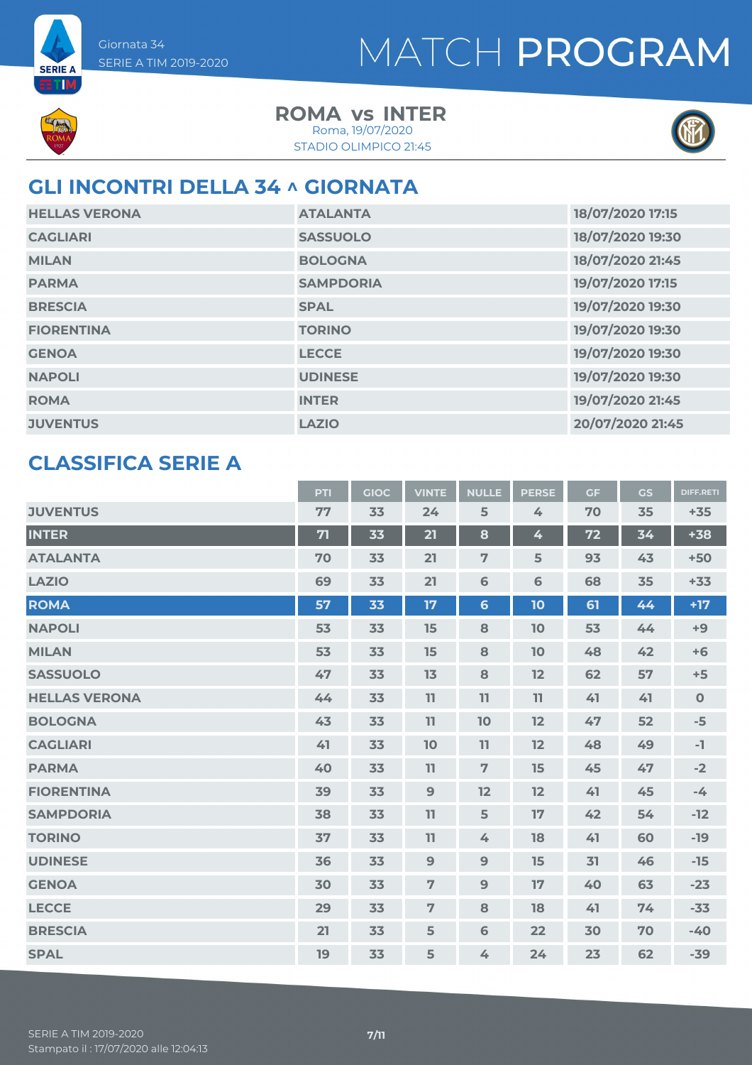# MATCH PROGRAM

Giornata 34
SERIE A TIM 2019-2020

**ROMA vs INTER**
Roma, 19/07/2020
STADIO OLIMPICO 21:45

## GLI INCONTRI DELLA 34 ^ GIORNATA

| | | |
|---|---|---|
| HELLAS VERONA | ATALANTA | 18/07/2020 17:15 |
| CAGLIARI | SASSUOLO | 18/07/2020 19:30 |
| MILAN | BOLOGNA | 18/07/2020 21:45 |
| PARMA | SAMPDORIA | 19/07/2020 17:15 |
| BRESCIA | SPAL | 19/07/2020 19:30 |
| FIORENTINA | TORINO | 19/07/2020 19:30 |
| GENOA | LECCE | 19/07/2020 19:30 |
| NAPOLI | UDINESE | 19/07/2020 19:30 |
| ROMA | INTER | 19/07/2020 21:45 |
| JUVENTUS | LAZIO | 20/07/2020 21:45 |

## CLASSIFICA SERIE A

| | PTI | GIOC | VINTE | NULLE | PERSE | GF | GS | DIFF.RETI |
|---|---|---|---|---|---|---|---|---|
| JUVENTUS | 77 | 33 | 24 | 5 | 4 | 70 | 35 | +35 |
| INTER | 71 | 33 | 21 | 8 | 4 | 72 | 34 | +38 |
| ATALANTA | 70 | 33 | 21 | 7 | 5 | 93 | 43 | +50 |
| LAZIO | 69 | 33 | 21 | 6 | 6 | 68 | 35 | +33 |
| ROMA | 57 | 33 | 17 | 6 | 10 | 61 | 44 | +17 |
| NAPOLI | 53 | 33 | 15 | 8 | 10 | 53 | 44 | +9 |
| MILAN | 53 | 33 | 15 | 8 | 10 | 48 | 42 | +6 |
| SASSUOLO | 47 | 33 | 13 | 8 | 12 | 62 | 57 | +5 |
| HELLAS VERONA | 44 | 33 | 11 | 11 | 11 | 41 | 41 | 0 |
| BOLOGNA | 43 | 33 | 11 | 10 | 12 | 47 | 52 | -5 |
| CAGLIARI | 41 | 33 | 10 | 11 | 12 | 48 | 49 | -1 |
| PARMA | 40 | 33 | 11 | 7 | 15 | 45 | 47 | -2 |
| FIORENTINA | 39 | 33 | 9 | 12 | 12 | 41 | 45 | -4 |
| SAMPDORIA | 38 | 33 | 11 | 5 | 17 | 42 | 54 | -12 |
| TORINO | 37 | 33 | 11 | 4 | 18 | 41 | 60 | -19 |
| UDINESE | 36 | 33 | 9 | 9 | 15 | 31 | 46 | -15 |
| GENOA | 30 | 33 | 7 | 9 | 17 | 40 | 63 | -23 |
| LECCE | 29 | 33 | 7 | 8 | 18 | 41 | 74 | -33 |
| BRESCIA | 21 | 33 | 5 | 6 | 22 | 30 | 70 | -40 |
| SPAL | 19 | 33 | 5 | 4 | 24 | 23 | 62 | -39 |

SERIE A TIM 2019-2020
Stampato il : 17/07/2020 alle 12:04:13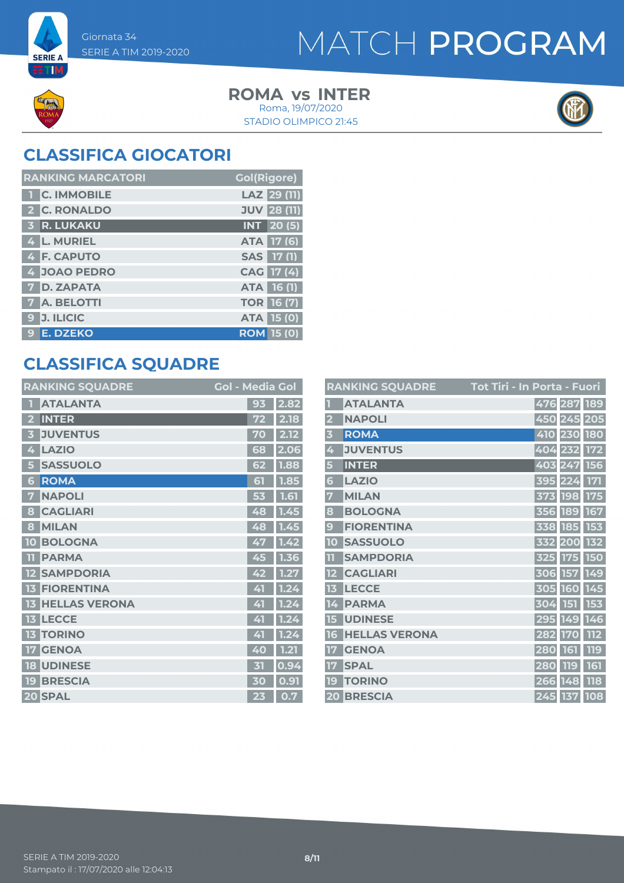# MATCH PROGRAM

Giornata 34
SERIE A TIM 2019-2020

**ROMA vs INTER**
Roma, 19/07/2020
STADIO OLIMPICO 21:45

## CLASSIFICA GIOCATORI

| RANKING MARCATORI | | | Gol(Rigore) |
|---|---|---|---|
| 1 | C. IMMOBILE | LAZ | 29 (11) |
| 2 | C. RONALDO | JUV | 28 (11) |
| 3 | R. LUKAKU | INT | 20 (5) |
| 4 | L. MURIEL | ATA | 17 (6) |
| 4 | F. CAPUTO | SAS | 17 (1) |
| 4 | JOAO PEDRO | CAG | 17 (4) |
| 7 | D. ZAPATA | ATA | 16 (1) |
| 7 | A. BELOTTI | TOR | 16 (7) |
| 9 | J. ILICIC | ATA | 15 (0) |
| 9 | E. DZEKO | ROM | 15 (0) |

## CLASSIFICA SQUADRE

| RANKING SQUADRE | | Gol | Media Gol |
|---|---|---|---|
| 1 | ATALANTA | 93 | 2.82 |
| 2 | INTER | 72 | 2.18 |
| 3 | JUVENTUS | 70 | 2.12 |
| 4 | LAZIO | 68 | 2.06 |
| 5 | SASSUOLO | 62 | 1.88 |
| 6 | ROMA | 61 | 1.85 |
| 7 | NAPOLI | 53 | 1.61 |
| 8 | CAGLIARI | 48 | 1.45 |
| 8 | MILAN | 48 | 1.45 |
| 10 | BOLOGNA | 47 | 1.42 |
| 11 | PARMA | 45 | 1.36 |
| 12 | SAMPDORIA | 42 | 1.27 |
| 13 | FIORENTINA | 41 | 1.24 |
| 13 | HELLAS VERONA | 41 | 1.24 |
| 13 | LECCE | 41 | 1.24 |
| 13 | TORINO | 41 | 1.24 |
| 17 | GENOA | 40 | 1.21 |
| 18 | UDINESE | 31 | 0.94 |
| 19 | BRESCIA | 30 | 0.91 |
| 20 | SPAL | 23 | 0.7 |

| RANKING SQUADRE | | Tot Tiri | In Porta | Fuori |
|---|---|---|---|---|
| 1 | ATALANTA | 476 | 287 | 189 |
| 2 | NAPOLI | 450 | 245 | 205 |
| 3 | ROMA | 410 | 230 | 180 |
| 4 | JUVENTUS | 404 | 232 | 172 |
| 5 | INTER | 403 | 247 | 156 |
| 6 | LAZIO | 395 | 224 | 171 |
| 7 | MILAN | 373 | 198 | 175 |
| 8 | BOLOGNA | 356 | 189 | 167 |
| 9 | FIORENTINA | 338 | 185 | 153 |
| 10 | SASSUOLO | 332 | 200 | 132 |
| 11 | SAMPDORIA | 325 | 175 | 150 |
| 12 | CAGLIARI | 306 | 157 | 149 |
| 13 | LECCE | 305 | 160 | 145 |
| 14 | PARMA | 304 | 151 | 153 |
| 15 | UDINESE | 295 | 149 | 146 |
| 16 | HELLAS VERONA | 282 | 170 | 112 |
| 17 | GENOA | 280 | 161 | 119 |
| 17 | SPAL | 280 | 119 | 161 |
| 19 | TORINO | 266 | 148 | 118 |
| 20 | BRESCIA | 245 | 137 | 108 |

SERIE A TIM 2019-2020
Stampato il : 17/07/2020 alle 12:04:13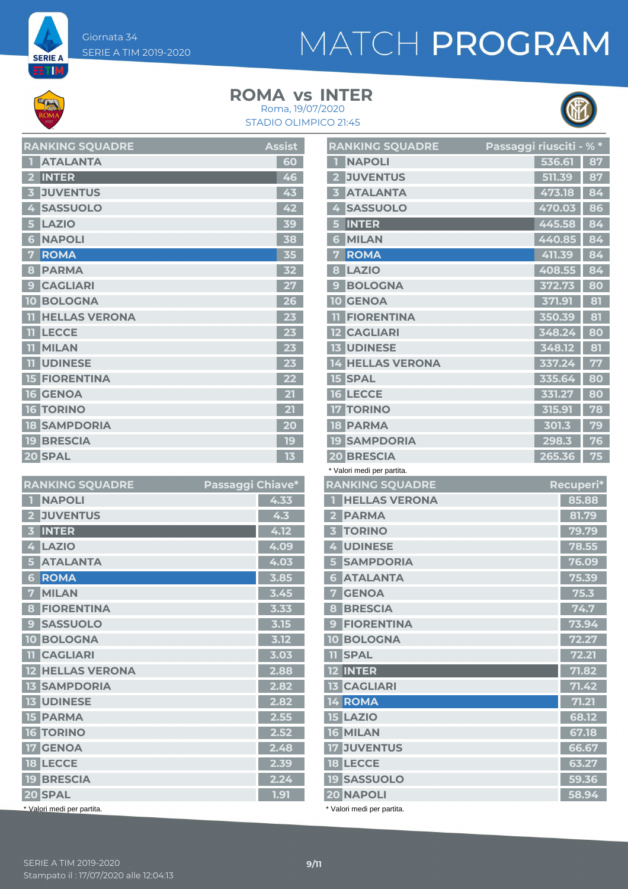Giornata 34
SERIE A TIM 2019-2020

# MATCH PROGRAM

## ROMA vs INTER

Roma, 19/07/2020
STADIO OLIMPICO 21:45

| RANKING SQUADRE | | Assist |
|---|---|---|
| 1 | ATALANTA | 60 |
| 2 | INTER | 46 |
| 3 | JUVENTUS | 43 |
| 4 | SASSUOLO | 42 |
| 5 | LAZIO | 39 |
| 6 | NAPOLI | 38 |
| 7 | ROMA | 35 |
| 8 | PARMA | 32 |
| 9 | CAGLIARI | 27 |
| 10 | BOLOGNA | 26 |
| 11 | HELLAS VERONA | 23 |
| 11 | LECCE | 23 |
| 11 | MILAN | 23 |
| 11 | UDINESE | 23 |
| 15 | FIORENTINA | 22 |
| 16 | GENOA | 21 |
| 16 | TORINO | 21 |
| 18 | SAMPDORIA | 20 |
| 19 | BRESCIA | 19 |
| 20 | SPAL | 13 |

| RANKING SQUADRE | | Passaggi riusciti* | %* |
|---|---|---|---|
| 1 | NAPOLI | 536.61 | 87 |
| 2 | JUVENTUS | 511.39 | 87 |
| 3 | ATALANTA | 473.18 | 84 |
| 4 | SASSUOLO | 470.03 | 86 |
| 5 | INTER | 445.58 | 84 |
| 6 | MILAN | 440.85 | 84 |
| 7 | ROMA | 411.39 | 84 |
| 8 | LAZIO | 408.55 | 84 |
| 9 | BOLOGNA | 372.73 | 80 |
| 10 | GENOA | 371.91 | 81 |
| 11 | FIORENTINA | 350.39 | 81 |
| 12 | CAGLIARI | 348.24 | 80 |
| 13 | UDINESE | 348.12 | 81 |
| 14 | HELLAS VERONA | 337.24 | 77 |
| 15 | SPAL | 335.64 | 80 |
| 16 | LECCE | 331.27 | 80 |
| 17 | TORINO | 315.91 | 78 |
| 18 | PARMA | 301.3 | 79 |
| 19 | SAMPDORIA | 298.3 | 76 |
| 20 | BRESCIA | 265.36 | 75 |

* Valori medi per partita.

| RANKING SQUADRE | | Passaggi Chiave* |
|---|---|---|
| 1 | NAPOLI | 4.33 |
| 2 | JUVENTUS | 4.3 |
| 3 | INTER | 4.12 |
| 4 | LAZIO | 4.09 |
| 5 | ATALANTA | 4.03 |
| 6 | ROMA | 3.85 |
| 7 | MILAN | 3.45 |
| 8 | FIORENTINA | 3.33 |
| 9 | SASSUOLO | 3.15 |
| 10 | BOLOGNA | 3.12 |
| 11 | CAGLIARI | 3.03 |
| 12 | HELLAS VERONA | 2.88 |
| 13 | SAMPDORIA | 2.82 |
| 13 | UDINESE | 2.82 |
| 15 | PARMA | 2.55 |
| 16 | TORINO | 2.52 |
| 17 | GENOA | 2.48 |
| 18 | LECCE | 2.39 |
| 19 | BRESCIA | 2.24 |
| 20 | SPAL | 1.91 |

* Valori medi per partita.

| RANKING SQUADRE | | Recuperi* |
|---|---|---|
| 1 | HELLAS VERONA | 85.88 |
| 2 | PARMA | 81.79 |
| 3 | TORINO | 79.79 |
| 4 | UDINESE | 78.55 |
| 5 | SAMPDORIA | 76.09 |
| 6 | ATALANTA | 75.39 |
| 7 | GENOA | 75.3 |
| 8 | BRESCIA | 74.7 |
| 9 | FIORENTINA | 73.94 |
| 10 | BOLOGNA | 72.27 |
| 11 | SPAL | 72.21 |
| 12 | INTER | 71.82 |
| 13 | CAGLIARI | 71.42 |
| 14 | ROMA | 71.21 |
| 15 | LAZIO | 68.12 |
| 16 | MILAN | 67.18 |
| 17 | JUVENTUS | 66.67 |
| 18 | LECCE | 63.27 |
| 19 | SASSUOLO | 59.36 |
| 20 | NAPOLI | 58.94 |

* Valori medi per partita.

SERIE A TIM 2019-2020
Stampato il : 17/07/2020 alle 12:04:13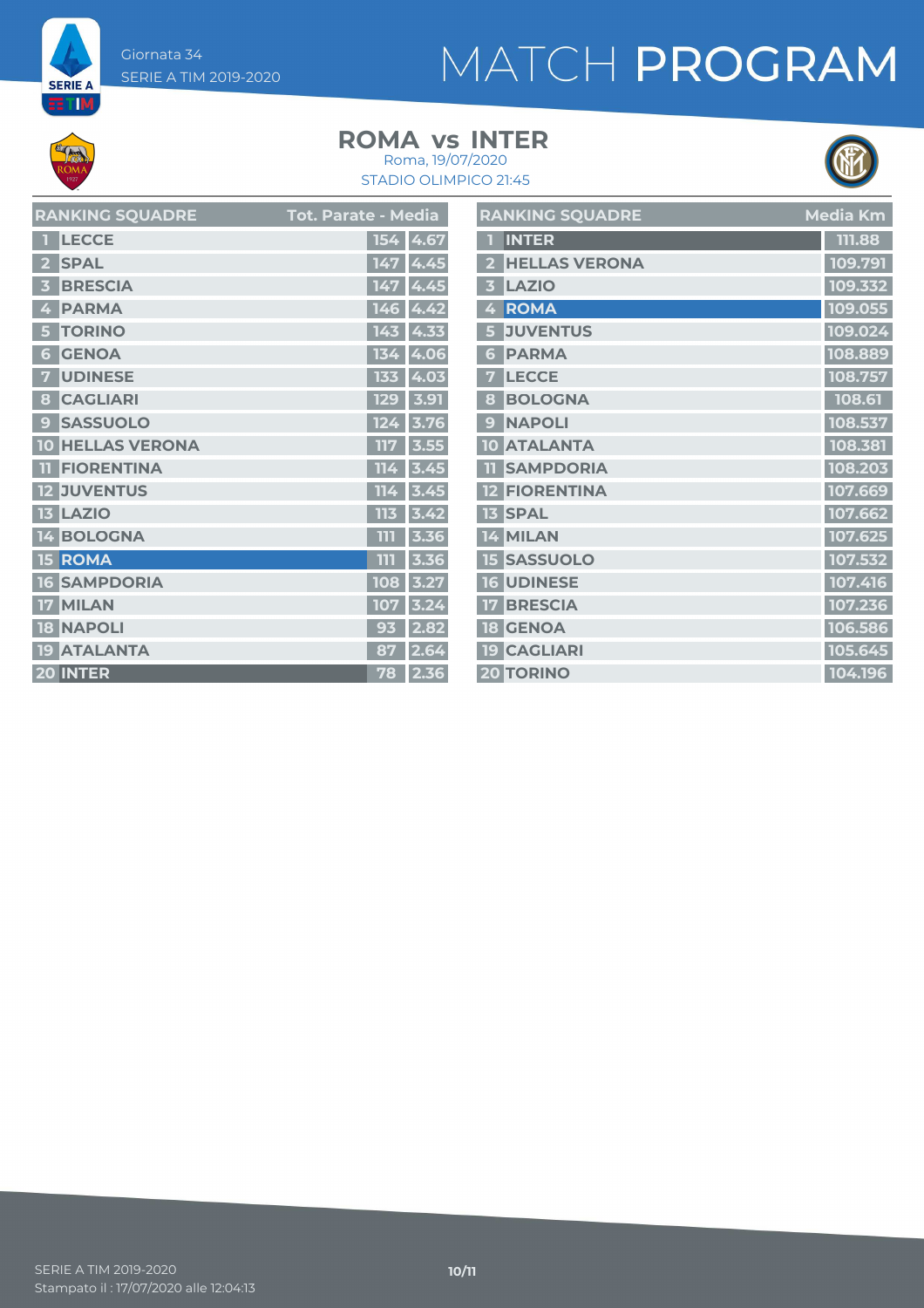Giornata 34
SERIE A TIM 2019-2020

# MATCH PROGRAM

## ROMA vs INTER

Roma, 19/07/2020
STADIO OLIMPICO 21:45

| | RANKING SQUADRE | Tot. Parate | Media |
|---|---|---|---|
| 1 | LECCE | 154 | 4.67 |
| 2 | SPAL | 147 | 4.45 |
| 3 | BRESCIA | 147 | 4.45 |
| 4 | PARMA | 146 | 4.42 |
| 5 | TORINO | 143 | 4.33 |
| 6 | GENOA | 134 | 4.06 |
| 7 | UDINESE | 133 | 4.03 |
| 8 | CAGLIARI | 129 | 3.91 |
| 9 | SASSUOLO | 124 | 3.76 |
| 10 | HELLAS VERONA | 117 | 3.55 |
| 11 | FIORENTINA | 114 | 3.45 |
| 12 | JUVENTUS | 114 | 3.45 |
| 13 | LAZIO | 113 | 3.42 |
| 14 | BOLOGNA | 111 | 3.36 |
| 15 | ROMA | 111 | 3.36 |
| 16 | SAMPDORIA | 108 | 3.27 |
| 17 | MILAN | 107 | 3.24 |
| 18 | NAPOLI | 93 | 2.82 |
| 19 | ATALANTA | 87 | 2.64 |
| 20 | INTER | 78 | 2.36 |

| | RANKING SQUADRE | Media Km |
|---|---|---|
| 1 | INTER | 111.88 |
| 2 | HELLAS VERONA | 109.791 |
| 3 | LAZIO | 109.332 |
| 4 | ROMA | 109.055 |
| 5 | JUVENTUS | 109.024 |
| 6 | PARMA | 108.889 |
| 7 | LECCE | 108.757 |
| 8 | BOLOGNA | 108.61 |
| 9 | NAPOLI | 108.537 |
| 10 | ATALANTA | 108.381 |
| 11 | SAMPDORIA | 108.203 |
| 12 | FIORENTINA | 107.669 |
| 13 | SPAL | 107.662 |
| 14 | MILAN | 107.625 |
| 15 | SASSUOLO | 107.532 |
| 16 | UDINESE | 107.416 |
| 17 | BRESCIA | 107.236 |
| 18 | GENOA | 106.586 |
| 19 | CAGLIARI | 105.645 |
| 20 | TORINO | 104.196 |

SERIE A TIM 2019-2020
Stampato il : 17/07/2020 alle 12:04:13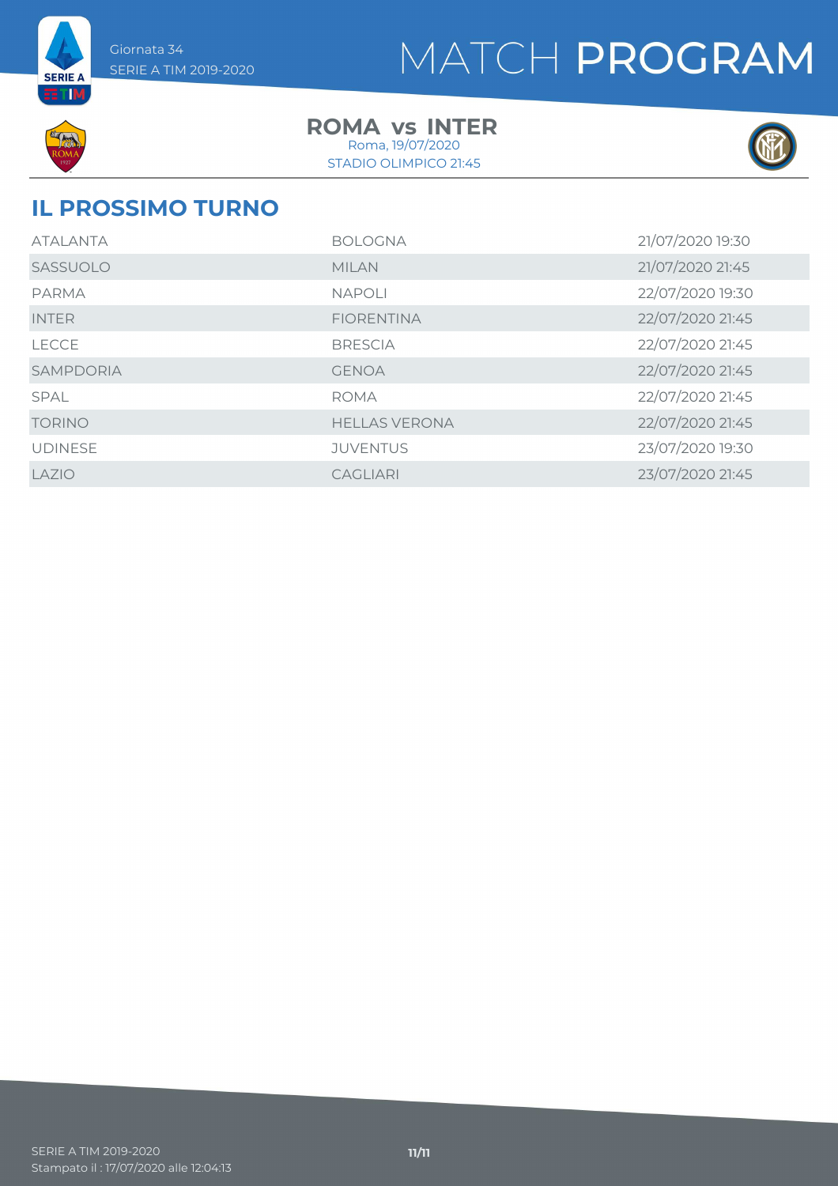Giornata 34
SERIE A TIM 2019-2020

# MATCH PROGRAM

**ROMA vs INTER**
Roma, 19/07/2020
STADIO OLIMPICO 21:45

## IL PROSSIMO TURNO

| | | |
|---|---|---|
| ATALANTA | BOLOGNA | 21/07/2020 19:30 |
| SASSUOLO | MILAN | 21/07/2020 21:45 |
| PARMA | NAPOLI | 22/07/2020 19:30 |
| INTER | FIORENTINA | 22/07/2020 21:45 |
| LECCE | BRESCIA | 22/07/2020 21:45 |
| SAMPDORIA | GENOA | 22/07/2020 21:45 |
| SPAL | ROMA | 22/07/2020 21:45 |
| TORINO | HELLAS VERONA | 22/07/2020 21:45 |
| UDINESE | JUVENTUS | 23/07/2020 19:30 |
| LAZIO | CAGLIARI | 23/07/2020 21:45 |

SERIE A TIM 2019-2020
Stampato il : 17/07/2020 alle 12:04:13